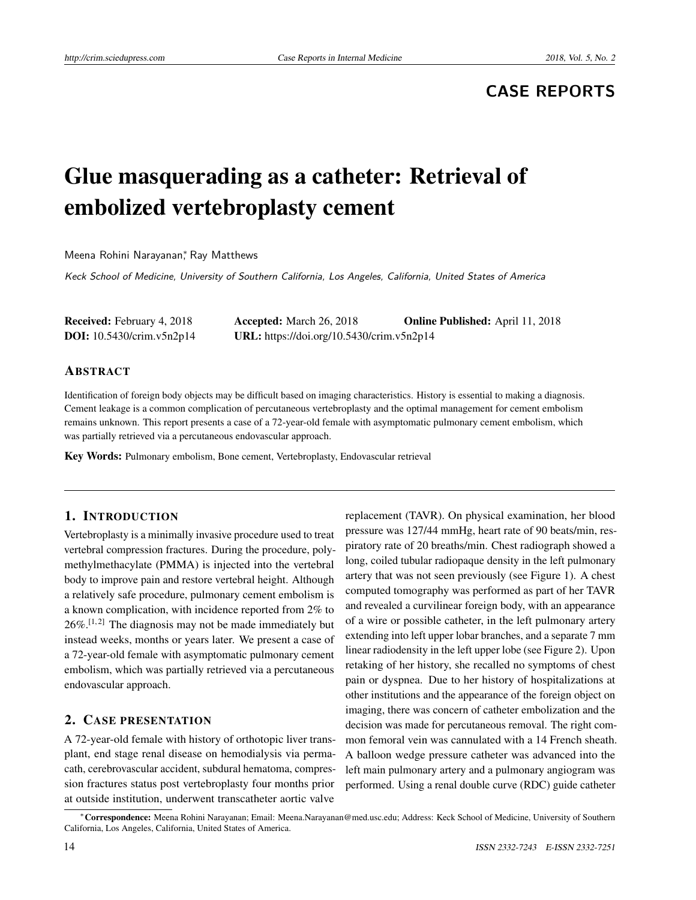**CASE REPORTS**

# Glue masquerading as a catheter: Retrieval of embolized vertebroplasty cement

Meena Rohini Narayanan[∗], Ray Matthews

*Keck School of Medicine, University of Southern California, Los Angeles, California, United States of America*

**Received:** February 4, 2018 **Accepted:** March 26, 2018 **Online Published:** April 11, 2018
**DOI:** 10.5430/crim.v5n2p14 **URL:** https://doi.org/10.5430/crim.v5n2p14

## ABSTRACT

Identification of foreign body objects may be difficult based on imaging characteristics. History is essential to making a diagnosis. Cement leakage is a common complication of percutaneous vertebroplasty and the optimal management for cement embolism remains unknown. This report presents a case of a 72-year-old female with asymptomatic pulmonary cement embolism, which was partially retrieved via a percutaneous endovascular approach.

**Key Words:** Pulmonary embolism, Bone cement, Vertebroplasty, Endovascular retrieval

## 1. INTRODUCTION

Vertebroplasty is a minimally invasive procedure used to treat vertebral compression fractures. During the procedure, polymethylmethacylate (PMMA) is injected into the vertebral body to improve pain and restore vertebral height. Although a relatively safe procedure, pulmonary cement embolism is a known complication, with incidence reported from 2% to 26%.[1,2] The diagnosis may not be made immediately but instead weeks, months or years later. We present a case of a 72-year-old female with asymptomatic pulmonary cement embolism, which was partially retrieved via a percutaneous endovascular approach.

## 2. CASE PRESENTATION

A 72-year-old female with history of orthotopic liver transplant, end stage renal disease on hemodialysis via permacath, cerebrovascular accident, subdural hematoma, compression fractures status post vertebroplasty four months prior at outside institution, underwent transcatheter aortic valve replacement (TAVR). On physical examination, her blood pressure was 127/44 mmHg, heart rate of 90 beats/min, respiratory rate of 20 breaths/min. Chest radiograph showed a long, coiled tubular radiopaque density in the left pulmonary artery that was not seen previously (see Figure 1). A chest computed tomography was performed as part of her TAVR and revealed a curvilinear foreign body, with an appearance of a wire or possible catheter, in the left pulmonary artery extending into left upper lobar branches, and a separate 7 mm linear radiodensity in the left upper lobe (see Figure 2). Upon retaking of her history, she recalled no symptoms of chest pain or dyspnea. Due to her history of hospitalizations at other institutions and the appearance of the foreign object on imaging, there was concern of catheter embolization and the decision was made for percutaneous removal. The right common femoral vein was cannulated with a 14 French sheath. A balloon wedge pressure catheter was advanced into the left main pulmonary artery and a pulmonary angiogram was performed. Using a renal double curve (RDC) guide catheter

[∗]**Correspondence:** Meena Rohini Narayanan; Email: Meena.Narayanan@med.usc.edu; Address: Keck School of Medicine, University of Southern California, Los Angeles, California, United States of America.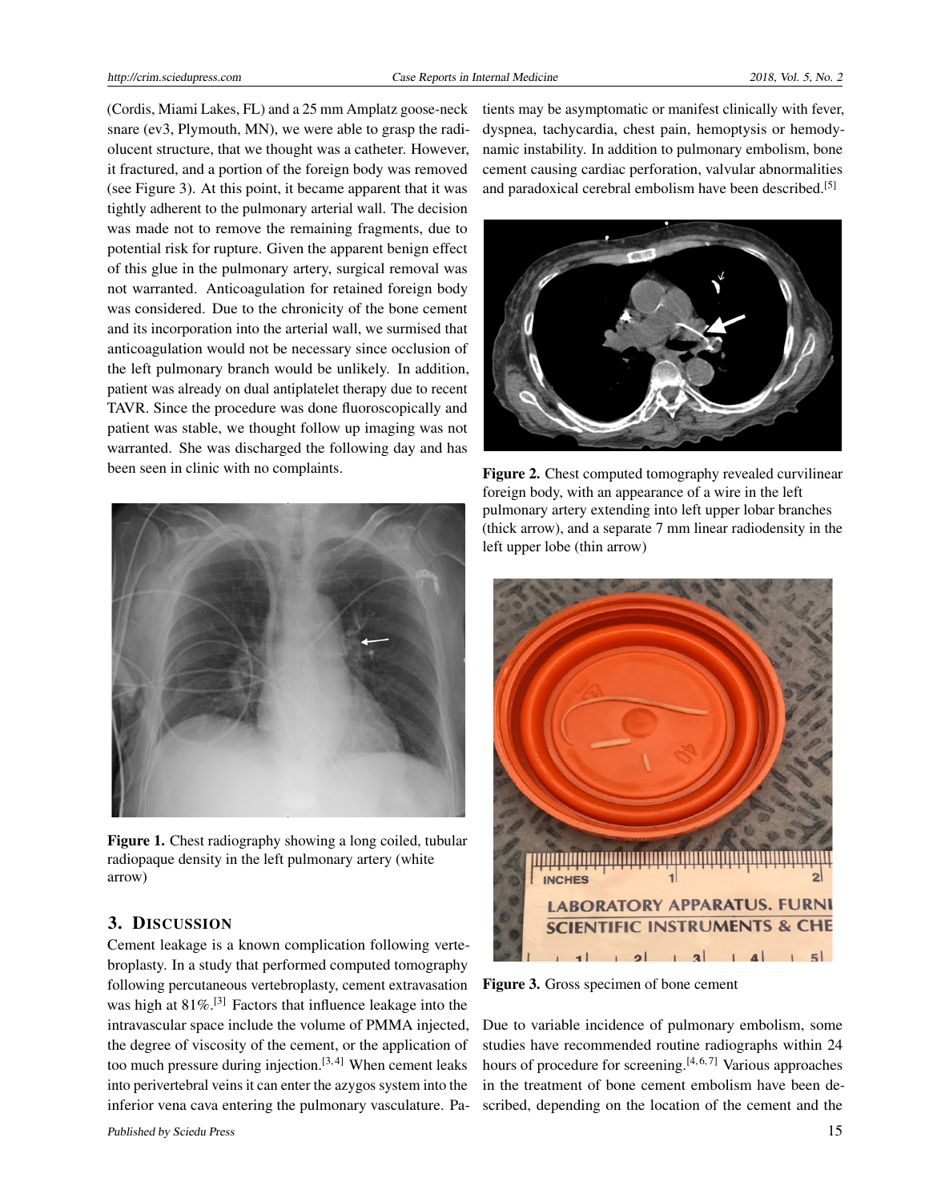(Cordis, Miami Lakes, FL) and a 25 mm Amplatz goose-neck snare (ev3, Plymouth, MN), we were able to grasp the radiolucent structure, that we thought was a catheter. However, it fractured, and a portion of the foreign body was removed (see Figure 3). At this point, it became apparent that it was tightly adherent to the pulmonary arterial wall. The decision was made not to remove the remaining fragments, due to potential risk for rupture. Given the apparent benign effect of this glue in the pulmonary artery, surgical removal was not warranted. Anticoagulation for retained foreign body was considered. Due to the chronicity of the bone cement and its incorporation into the arterial wall, we surmised that anticoagulation would not be necessary since occlusion of the left pulmonary branch would be unlikely. In addition, patient was already on dual antiplatelet therapy due to recent TAVR. Since the procedure was done fluoroscopically and patient was stable, we thought follow up imaging was not warranted. She was discharged the following day and has been seen in clinic with no complaints.

**Figure 1.** Chest radiography showing a long coiled, tubular radiopaque density in the left pulmonary artery (white arrow)

## 3. Discussion

Cement leakage is a known complication following vertebroplasty. In a study that performed computed tomography following percutaneous vertebroplasty, cement extravasation was high at 81%.[3] Factors that influence leakage into the intravascular space include the volume of PMMA injected, the degree of viscosity of the cement, or the application of too much pressure during injection.[3,4] When cement leaks into perivertebral veins it can enter the azygos system into the inferior vena cava entering the pulmonary vasculature. Patients may be asymptomatic or manifest clinically with fever, dyspnea, tachycardia, chest pain, hemoptysis or hemodynamic instability. In addition to pulmonary embolism, bone cement causing cardiac perforation, valvular abnormalities and paradoxical cerebral embolism have been described.[5]

**Figure 2.** Chest computed tomography revealed curvilinear foreign body, with an appearance of a wire in the left pulmonary artery extending into left upper lobar branches (thick arrow), and a separate 7 mm linear radiodensity in the left upper lobe (thin arrow)

**Figure 3.** Gross specimen of bone cement

Due to variable incidence of pulmonary embolism, some studies have recommended routine radiographs within 24 hours of procedure for screening.[4,6,7] Various approaches in the treatment of bone cement embolism have been described, depending on the location of the cement and the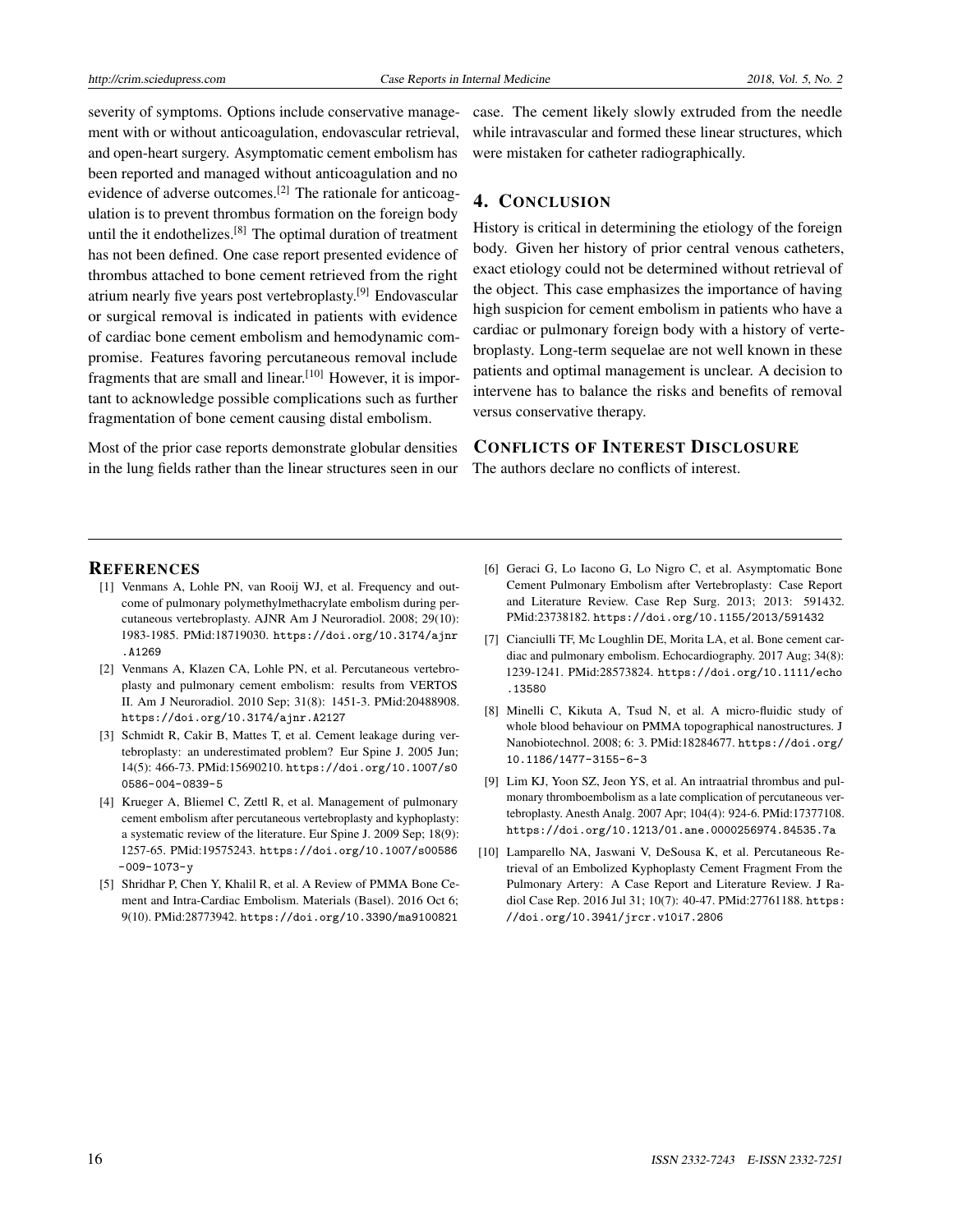severity of symptoms. Options include conservative management with or without anticoagulation, endovascular retrieval, and open-heart surgery. Asymptomatic cement embolism has been reported and managed without anticoagulation and no evidence of adverse outcomes.[2] The rationale for anticoagulation is to prevent thrombus formation on the foreign body until the it endothelizes.[8] The optimal duration of treatment has not been defined. One case report presented evidence of thrombus attached to bone cement retrieved from the right atrium nearly five years post vertebroplasty.[9] Endovascular or surgical removal is indicated in patients with evidence of cardiac bone cement embolism and hemodynamic compromise. Features favoring percutaneous removal include fragments that are small and linear.[10] However, it is important to acknowledge possible complications such as further fragmentation of bone cement causing distal embolism.

Most of the prior case reports demonstrate globular densities in the lung fields rather than the linear structures seen in our case. The cement likely slowly extruded from the needle while intravascular and formed these linear structures, which were mistaken for catheter radiographically.

## 4. Conclusion

History is critical in determining the etiology of the foreign body. Given her history of prior central venous catheters, exact etiology could not be determined without retrieval of the object. This case emphasizes the importance of having high suspicion for cement embolism in patients who have a cardiac or pulmonary foreign body with a history of vertebroplasty. Long-term sequelae are not well known in these patients and optimal management is unclear. A decision to intervene has to balance the risks and benefits of removal versus conservative therapy.

## Conflicts of Interest Disclosure

The authors declare no conflicts of interest.

## References

[1] Venmans A, Lohle PN, van Rooij WJ, et al. Frequency and outcome of pulmonary polymethylmethacrylate embolism during percutaneous vertebroplasty. AJNR Am J Neuroradiol. 2008; 29(10): 1983-1985. PMid:18719030. https://doi.org/10.3174/ajnr.A1269

[2] Venmans A, Klazen CA, Lohle PN, et al. Percutaneous vertebroplasty and pulmonary cement embolism: results from VERTOS II. Am J Neuroradiol. 2010 Sep; 31(8): 1451-3. PMid:20488908. https://doi.org/10.3174/ajnr.A2127

[3] Schmidt R, Cakir B, Mattes T, et al. Cement leakage during vertebroplasty: an underestimated problem? Eur Spine J. 2005 Jun; 14(5): 466-73. PMid:15690210. https://doi.org/10.1007/s00586-004-0839-5

[4] Krueger A, Bliemel C, Zettl R, et al. Management of pulmonary cement embolism after percutaneous vertebroplasty and kyphoplasty: a systematic review of the literature. Eur Spine J. 2009 Sep; 18(9): 1257-65. PMid:19575243. https://doi.org/10.1007/s00586-009-1073-y

[5] Shridhar P, Chen Y, Khalil R, et al. A Review of PMMA Bone Cement and Intra-Cardiac Embolism. Materials (Basel). 2016 Oct 6; 9(10). PMid:28773942. https://doi.org/10.3390/ma9100821

[6] Geraci G, Lo Iacono G, Lo Nigro C, et al. Asymptomatic Bone Cement Pulmonary Embolism after Vertebroplasty: Case Report and Literature Review. Case Rep Surg. 2013; 2013: 591432. PMid:23738182. https://doi.org/10.1155/2013/591432

[7] Cianciulli TF, Mc Loughlin DE, Morita LA, et al. Bone cement cardiac and pulmonary embolism. Echocardiography. 2017 Aug; 34(8): 1239-1241. PMid:28573824. https://doi.org/10.1111/echo.13580

[8] Minelli C, Kikuta A, Tsud N, et al. A micro-fluidic study of whole blood behaviour on PMMA topographical nanostructures. J Nanobiotechnol. 2008; 6: 3. PMid:18284677. https://doi.org/10.1186/1477-3155-6-3

[9] Lim KJ, Yoon SZ, Jeon YS, et al. An intraatrial thrombus and pulmonary thromboembolism as a late complication of percutaneous vertebroplasty. Anesth Analg. 2007 Apr; 104(4): 924-6. PMid:17377108. https://doi.org/10.1213/01.ane.0000256974.84535.7a

[10] Lamparello NA, Jaswani V, DeSousa K, et al. Percutaneous Retrieval of an Embolized Kyphoplasty Cement Fragment From the Pulmonary Artery: A Case Report and Literature Review. J Radiol Case Rep. 2016 Jul 31; 10(7): 40-47. PMid:27761188. https://doi.org/10.3941/jrcr.v10i7.2806